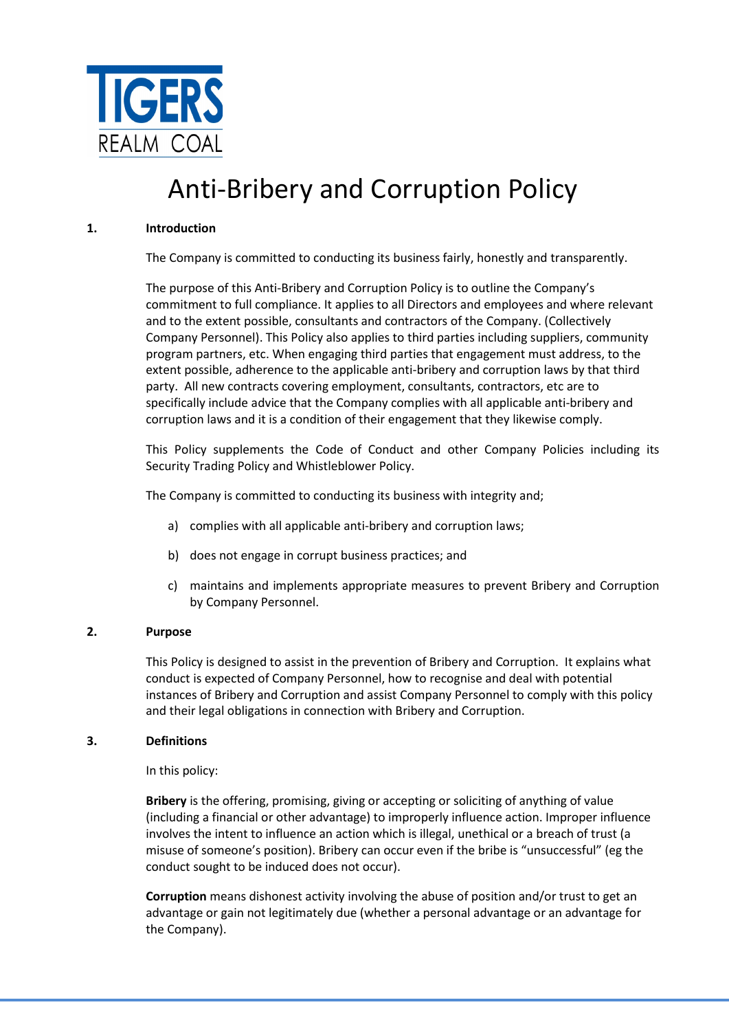TIGERS REALM COAL

# Anti-Bribery and Corruption Policy

## 1. Introduction

The Company is committed to conducting its business fairly, honestly and transparently.

The purpose of this Anti-Bribery and Corruption Policy is to outline the Company's commitment to full compliance. It applies to all Directors and employees and where relevant and to the extent possible, consultants and contractors of the Company. (Collectively Company Personnel). This Policy also applies to third parties including suppliers, community program partners, etc. When engaging third parties that engagement must address, to the extent possible, adherence to the applicable anti-bribery and corruption laws by that third party. All new contracts covering employment, consultants, contractors, etc are to specifically include advice that the Company complies with all applicable anti-bribery and corruption laws and it is a condition of their engagement that they likewise comply.

This Policy supplements the Code of Conduct and other Company Policies including its Security Trading Policy and Whistleblower Policy.

The Company is committed to conducting its business with integrity and;

a) complies with all applicable anti-bribery and corruption laws;

b) does not engage in corrupt business practices; and

c) maintains and implements appropriate measures to prevent Bribery and Corruption by Company Personnel.

## 2. Purpose

This Policy is designed to assist in the prevention of Bribery and Corruption. It explains what conduct is expected of Company Personnel, how to recognise and deal with potential instances of Bribery and Corruption and assist Company Personnel to comply with this policy and their legal obligations in connection with Bribery and Corruption.

## 3. Definitions

In this policy:

**Bribery** is the offering, promising, giving or accepting or soliciting of anything of value (including a financial or other advantage) to improperly influence action. Improper influence involves the intent to influence an action which is illegal, unethical or a breach of trust (a misuse of someone's position). Bribery can occur even if the bribe is "unsuccessful" (eg the conduct sought to be induced does not occur).

**Corruption** means dishonest activity involving the abuse of position and/or trust to get an advantage or gain not legitimately due (whether a personal advantage or an advantage for the Company).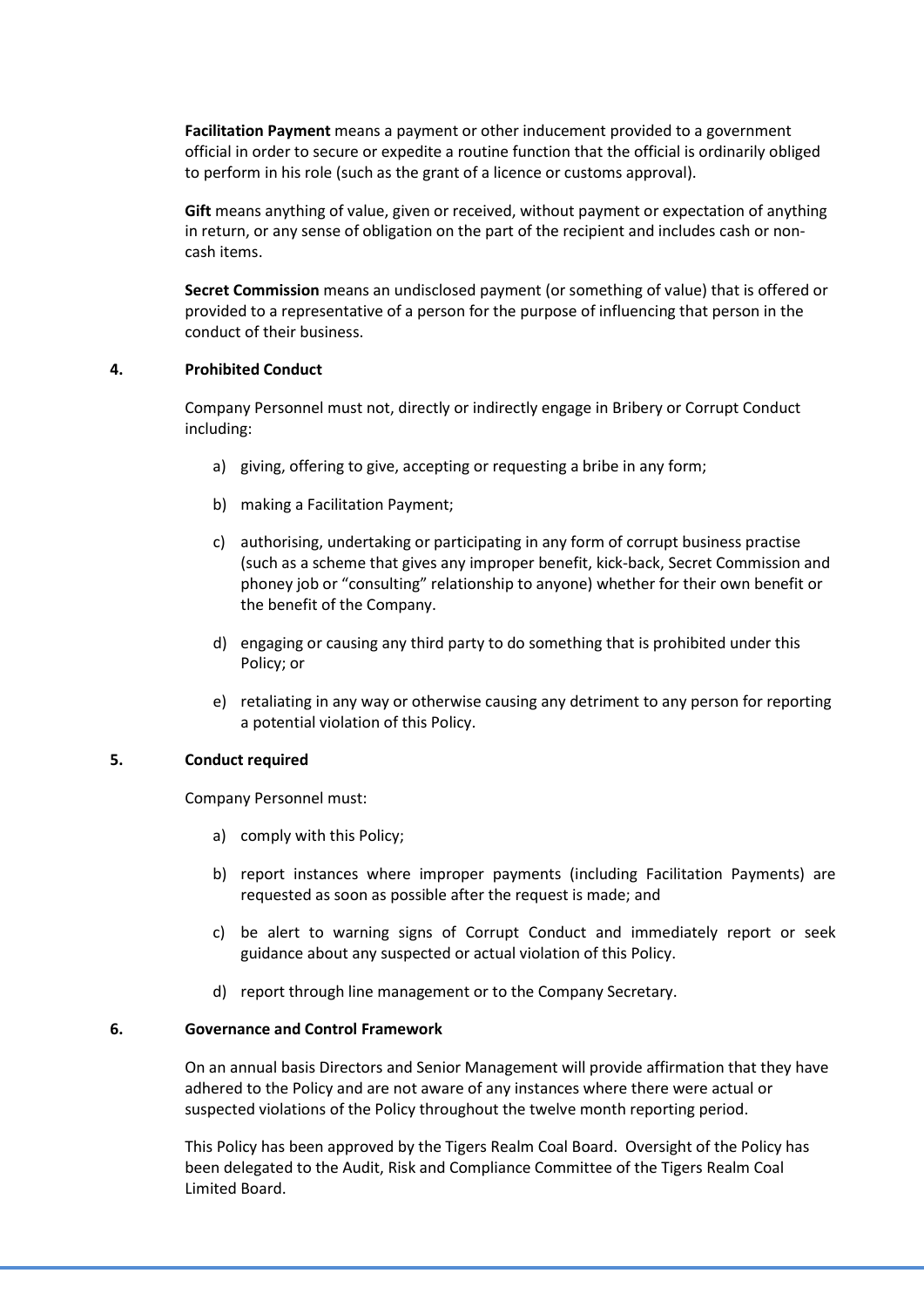**Facilitation Payment** means a payment or other inducement provided to a government official in order to secure or expedite a routine function that the official is ordinarily obliged to perform in his role (such as the grant of a licence or customs approval).

**Gift** means anything of value, given or received, without payment or expectation of anything in return, or any sense of obligation on the part of the recipient and includes cash or non-cash items.

**Secret Commission** means an undisclosed payment (or something of value) that is offered or provided to a representative of a person for the purpose of influencing that person in the conduct of their business.

## 4. Prohibited Conduct

Company Personnel must not, directly or indirectly engage in Bribery or Corrupt Conduct including:

a) giving, offering to give, accepting or requesting a bribe in any form;

b) making a Facilitation Payment;

c) authorising, undertaking or participating in any form of corrupt business practise (such as a scheme that gives any improper benefit, kick-back, Secret Commission and phoney job or "consulting" relationship to anyone) whether for their own benefit or the benefit of the Company.

d) engaging or causing any third party to do something that is prohibited under this Policy; or

e) retaliating in any way or otherwise causing any detriment to any person for reporting a potential violation of this Policy.

## 5. Conduct required

Company Personnel must:

a) comply with this Policy;

b) report instances where improper payments (including Facilitation Payments) are requested as soon as possible after the request is made; and

c) be alert to warning signs of Corrupt Conduct and immediately report or seek guidance about any suspected or actual violation of this Policy.

d) report through line management or to the Company Secretary.

## 6. Governance and Control Framework

On an annual basis Directors and Senior Management will provide affirmation that they have adhered to the Policy and are not aware of any instances where there were actual or suspected violations of the Policy throughout the twelve month reporting period.

This Policy has been approved by the Tigers Realm Coal Board. Oversight of the Policy has been delegated to the Audit, Risk and Compliance Committee of the Tigers Realm Coal Limited Board.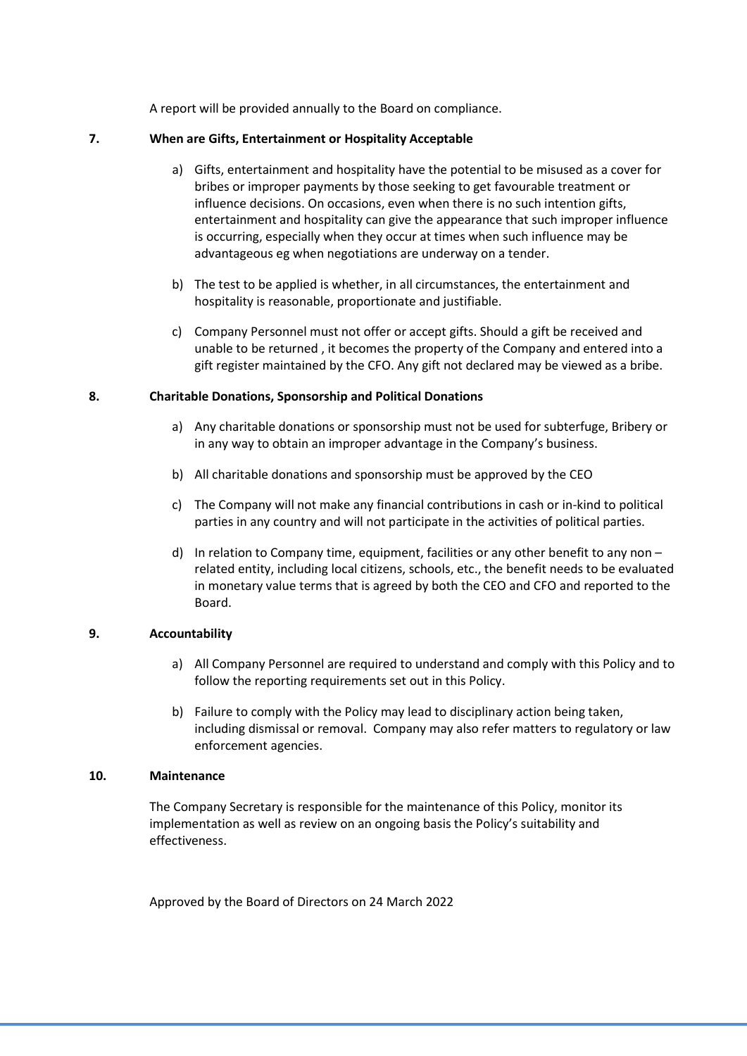A report will be provided annually to the Board on compliance.

## 7. When are Gifts, Entertainment or Hospitality Acceptable

a) Gifts, entertainment and hospitality have the potential to be misused as a cover for bribes or improper payments by those seeking to get favourable treatment or influence decisions. On occasions, even when there is no such intention gifts, entertainment and hospitality can give the appearance that such improper influence is occurring, especially when they occur at times when such influence may be advantageous eg when negotiations are underway on a tender.

b) The test to be applied is whether, in all circumstances, the entertainment and hospitality is reasonable, proportionate and justifiable.

c) Company Personnel must not offer or accept gifts. Should a gift be received and unable to be returned , it becomes the property of the Company and entered into a gift register maintained by the CFO. Any gift not declared may be viewed as a bribe.

## 8. Charitable Donations, Sponsorship and Political Donations

a) Any charitable donations or sponsorship must not be used for subterfuge, Bribery or in any way to obtain an improper advantage in the Company's business.

b) All charitable donations and sponsorship must be approved by the CEO

c) The Company will not make any financial contributions in cash or in-kind to political parties in any country and will not participate in the activities of political parties.

d) In relation to Company time, equipment, facilities or any other benefit to any non – related entity, including local citizens, schools, etc., the benefit needs to be evaluated in monetary value terms that is agreed by both the CEO and CFO and reported to the Board.

## 9. Accountability

a) All Company Personnel are required to understand and comply with this Policy and to follow the reporting requirements set out in this Policy.

b) Failure to comply with the Policy may lead to disciplinary action being taken, including dismissal or removal. Company may also refer matters to regulatory or law enforcement agencies.

## 10. Maintenance

The Company Secretary is responsible for the maintenance of this Policy, monitor its implementation as well as review on an ongoing basis the Policy's suitability and effectiveness.

Approved by the Board of Directors on 24 March 2022